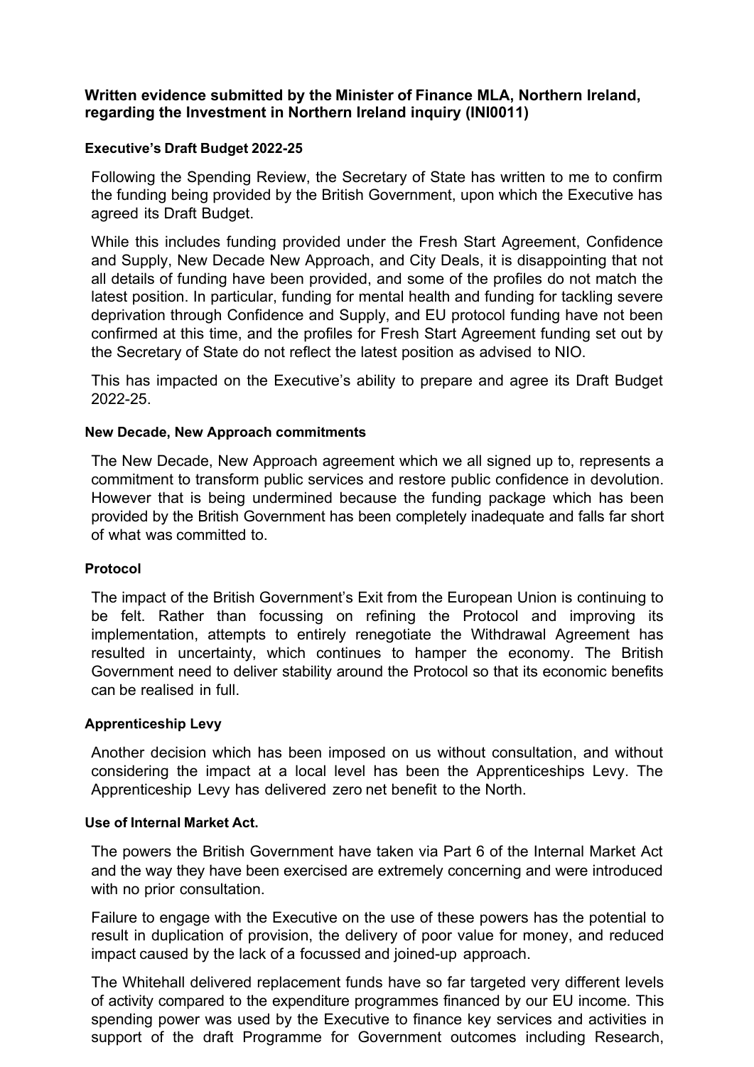**Written evidence submitted by the Minister of Finance MLA, Northern Ireland, regarding the Investment in Northern Ireland inquiry (INI0011)**

### Executive's Draft Budget 2022-25

Following the Spending Review, the Secretary of State has written to me to confirm the funding being provided by the British Government, upon which the Executive has agreed its Draft Budget.

While this includes funding provided under the Fresh Start Agreement, Confidence and Supply, New Decade New Approach, and City Deals, it is disappointing that not all details of funding have been provided, and some of the profiles do not match the latest position. In particular, funding for mental health and funding for tackling severe deprivation through Confidence and Supply, and EU protocol funding have not been confirmed at this time, and the profiles for Fresh Start Agreement funding set out by the Secretary of State do not reflect the latest position as advised to NIO.

This has impacted on the Executive's ability to prepare and agree its Draft Budget 2022-25.

### New Decade, New Approach commitments

The New Decade, New Approach agreement which we all signed up to, represents a commitment to transform public services and restore public confidence in devolution. However that is being undermined because the funding package which has been provided by the British Government has been completely inadequate and falls far short of what was committed to.

### Protocol

The impact of the British Government's Exit from the European Union is continuing to be felt. Rather than focussing on refining the Protocol and improving its implementation, attempts to entirely renegotiate the Withdrawal Agreement has resulted in uncertainty, which continues to hamper the economy. The British Government need to deliver stability around the Protocol so that its economic benefits can be realised in full.

### Apprenticeship Levy

Another decision which has been imposed on us without consultation, and without considering the impact at a local level has been the Apprenticeships Levy. The Apprenticeship Levy has delivered zero net benefit to the North.

### Use of Internal Market Act.

The powers the British Government have taken via Part 6 of the Internal Market Act and the way they have been exercised are extremely concerning and were introduced with no prior consultation.

Failure to engage with the Executive on the use of these powers has the potential to result in duplication of provision, the delivery of poor value for money, and reduced impact caused by the lack of a focussed and joined-up approach.

The Whitehall delivered replacement funds have so far targeted very different levels of activity compared to the expenditure programmes financed by our EU income. This spending power was used by the Executive to finance key services and activities in support of the draft Programme for Government outcomes including Research,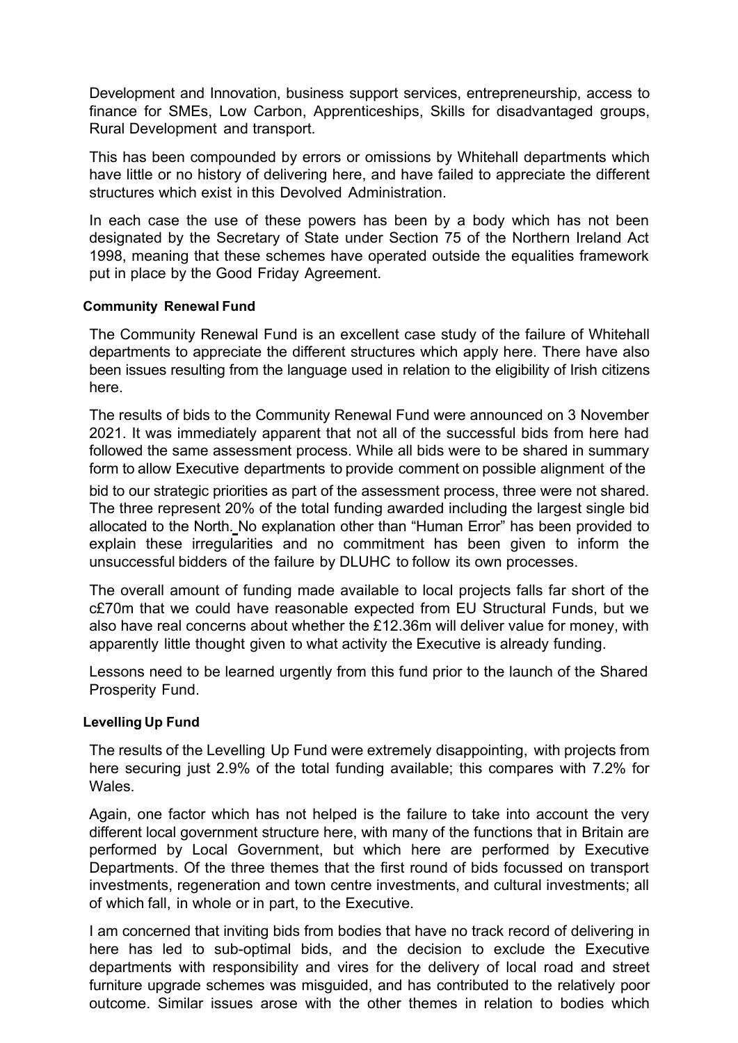Development and Innovation, business support services, entrepreneurship, access to finance for SMEs, Low Carbon, Apprenticeships, Skills for disadvantaged groups, Rural Development and transport.

This has been compounded by errors or omissions by Whitehall departments which have little or no history of delivering here, and have failed to appreciate the different structures which exist in this Devolved Administration.

In each case the use of these powers has been by a body which has not been designated by the Secretary of State under Section 75 of the Northern Ireland Act 1998, meaning that these schemes have operated outside the equalities framework put in place by the Good Friday Agreement.

**Community Renewal Fund**

The Community Renewal Fund is an excellent case study of the failure of Whitehall departments to appreciate the different structures which apply here. There have also been issues resulting from the language used in relation to the eligibility of Irish citizens here.

The results of bids to the Community Renewal Fund were announced on 3 November 2021. It was immediately apparent that not all of the successful bids from here had followed the same assessment process. While all bids were to be shared in summary form to allow Executive departments to provide comment on possible alignment of the bid to our strategic priorities as part of the assessment process, three were not shared. The three represent 20% of the total funding awarded including the largest single bid allocated to the North. No explanation other than "Human Error" has been provided to explain these irregularities and no commitment has been given to inform the unsuccessful bidders of the failure by DLUHC to follow its own processes.

The overall amount of funding made available to local projects falls far short of the c£70m that we could have reasonable expected from EU Structural Funds, but we also have real concerns about whether the £12.36m will deliver value for money, with apparently little thought given to what activity the Executive is already funding.

Lessons need to be learned urgently from this fund prior to the launch of the Shared Prosperity Fund.

**Levelling Up Fund**

The results of the Levelling Up Fund were extremely disappointing, with projects from here securing just 2.9% of the total funding available; this compares with 7.2% for Wales.

Again, one factor which has not helped is the failure to take into account the very different local government structure here, with many of the functions that in Britain are performed by Local Government, but which here are performed by Executive Departments. Of the three themes that the first round of bids focussed on transport investments, regeneration and town centre investments, and cultural investments; all of which fall, in whole or in part, to the Executive.

I am concerned that inviting bids from bodies that have no track record of delivering in here has led to sub-optimal bids, and the decision to exclude the Executive departments with responsibility and vires for the delivery of local road and street furniture upgrade schemes was misguided, and has contributed to the relatively poor outcome. Similar issues arose with the other themes in relation to bodies which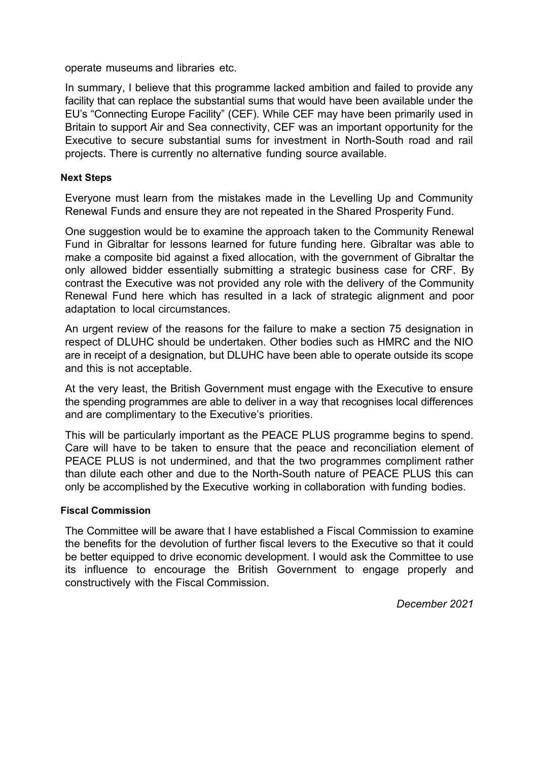operate museums and libraries etc.

In summary, I believe that this programme lacked ambition and failed to provide any facility that can replace the substantial sums that would have been available under the EU's "Connecting Europe Facility" (CEF). While CEF may have been primarily used in Britain to support Air and Sea connectivity, CEF was an important opportunity for the Executive to secure substantial sums for investment in North-South road and rail projects. There is currently no alternative funding source available.

**Next Steps**

Everyone must learn from the mistakes made in the Levelling Up and Community Renewal Funds and ensure they are not repeated in the Shared Prosperity Fund.

One suggestion would be to examine the approach taken to the Community Renewal Fund in Gibraltar for lessons learned for future funding here. Gibraltar was able to make a composite bid against a fixed allocation, with the government of Gibraltar the only allowed bidder essentially submitting a strategic business case for CRF. By contrast the Executive was not provided any role with the delivery of the Community Renewal Fund here which has resulted in a lack of strategic alignment and poor adaptation to local circumstances.

An urgent review of the reasons for the failure to make a section 75 designation in respect of DLUHC should be undertaken. Other bodies such as HMRC and the NIO are in receipt of a designation, but DLUHC have been able to operate outside its scope and this is not acceptable.

At the very least, the British Government must engage with the Executive to ensure the spending programmes are able to deliver in a way that recognises local differences and are complimentary to the Executive's priorities.

This will be particularly important as the PEACE PLUS programme begins to spend. Care will have to be taken to ensure that the peace and reconciliation element of PEACE PLUS is not undermined, and that the two programmes compliment rather than dilute each other and due to the North-South nature of PEACE PLUS this can only be accomplished by the Executive working in collaboration with funding bodies.

**Fiscal Commission**

The Committee will be aware that I have established a Fiscal Commission to examine the benefits for the devolution of further fiscal levers to the Executive so that it could be better equipped to drive economic development. I would ask the Committee to use its influence to encourage the British Government to engage properly and constructively with the Fiscal Commission.

*December 2021*